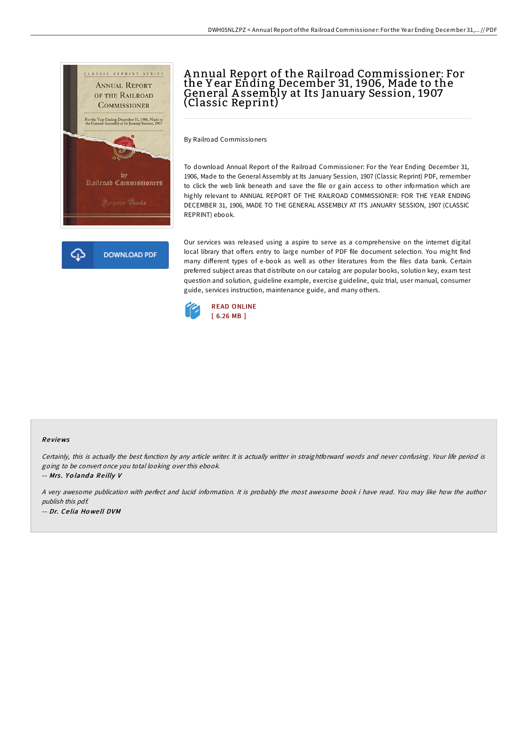# Annual Report of the Railroad Commissioner: For the Year Ending December 31, 1906, Made to the General Assembly at Its January Session, 1907 (Classic Reprint)

By Railroad Commissioners

To download Annual Report of the Railroad Commissioner: For the Year Ending December 31, 1906, Made to the General Assembly at Its January Session, 1907 (Classic Reprint) PDF, remember to click the web link beneath and save the file or gain access to other information which are highly relevant to ANNUAL REPORT OF THE RAILROAD COMMISSIONER: FOR THE YEAR ENDING DECEMBER 31, 1906, MADE TO THE GENERAL ASSEMBLY AT ITS JANUARY SESSION, 1907 (CLASSIC REPRINT) ebook.

Our services was released using a aspire to serve as a comprehensive on the internet digital local library that offers entry to large number of PDF file document selection. You might find many different types of e-book as well as other literatures from the files data bank. Certain preferred subject areas that distribute on our catalog are popular books, solution key, exam test question and solution, guideline example, exercise guideline, quiz trial, user manual, consumer guide, services instruction, maintenance guide, and many others.

DOWNLOAD PDF

READ ONLINE
[ 6.26 MB ]

## Reviews

*Certainly, this is actually the best function by any article writer. It is actually writter in straightforward words and never confusing. Your life period is going to be convert once you total looking over this ebook.*

-- ***Mrs. Yolanda Reilly V***

*A very awesome publication with perfect and lucid information. It is probably the most awesome book i have read. You may like how the author publish this pdf.*

-- ***Dr. Celia Howell DVM***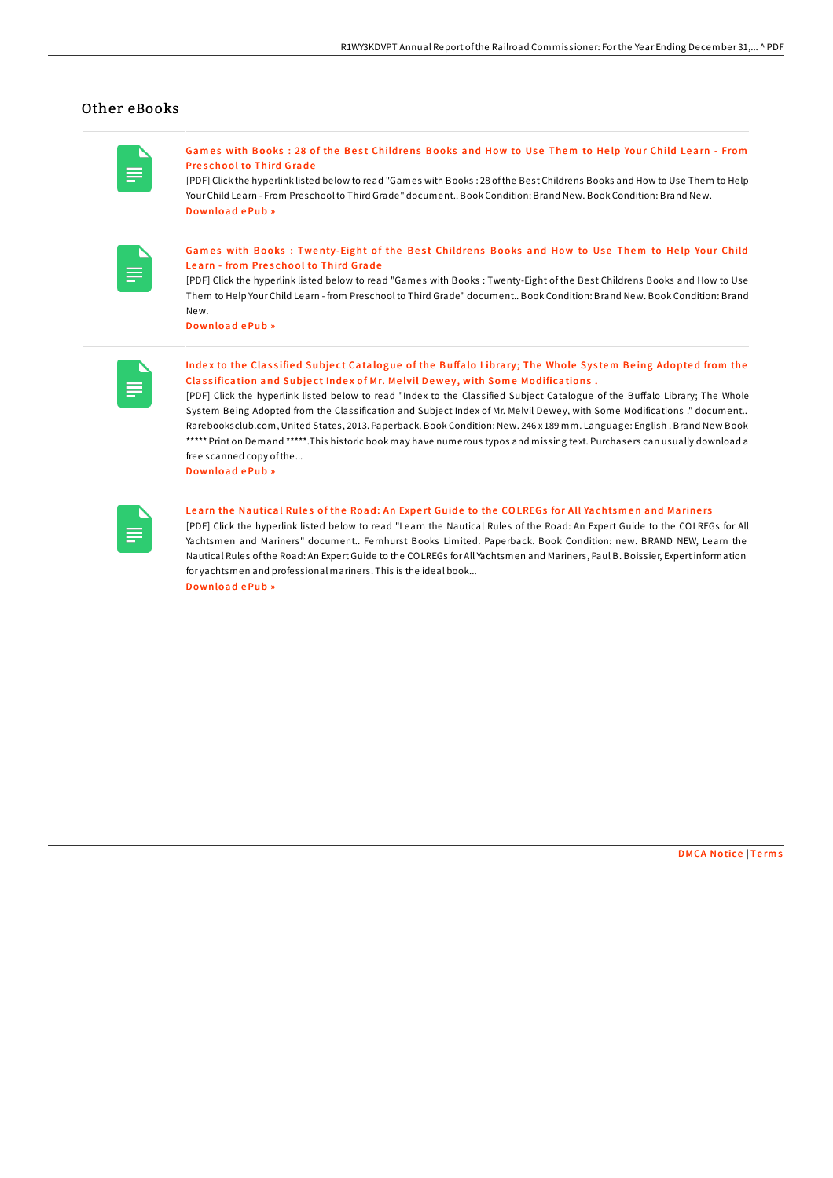## Other eBooks

**Games with Books : 28 of the Best Childrens Books and How to Use Them to Help Your Child Learn - From Preschool to Third Grade**

[PDF] Click the hyperlink listed below to read "Games with Books : 28 of the Best Childrens Books and How to Use Them to Help Your Child Learn - From Preschool to Third Grade" document.. Book Condition: Brand New. Book Condition: Brand New.

Download ePub »

**Games with Books : Twenty-Eight of the Best Childrens Books and How to Use Them to Help Your Child Learn - from Preschool to Third Grade**

[PDF] Click the hyperlink listed below to read "Games with Books : Twenty-Eight of the Best Childrens Books and How to Use Them to Help Your Child Learn - from Preschool to Third Grade" document.. Book Condition: Brand New. Book Condition: Brand New.

Download ePub »

**Index to the Classified Subject Catalogue of the Buffalo Library; The Whole System Being Adopted from the Classification and Subject Index of Mr. Melvil Dewey, with Some Modifications .**

[PDF] Click the hyperlink listed below to read "Index to the Classified Subject Catalogue of the Buffalo Library; The Whole System Being Adopted from the Classification and Subject Index of Mr. Melvil Dewey, with Some Modifications ." document.. Rarebooksclub.com, United States, 2013. Paperback. Book Condition: New. 246 x 189 mm. Language: English . Brand New Book ***** Print on Demand *****.This historic book may have numerous typos and missing text. Purchasers can usually download a free scanned copy of the...

Download ePub »

**Learn the Nautical Rules of the Road: An Expert Guide to the COLREGs for All Yachtsmen and Mariners**

[PDF] Click the hyperlink listed below to read "Learn the Nautical Rules of the Road: An Expert Guide to the COLREGs for All Yachtsmen and Mariners" document.. Fernhurst Books Limited. Paperback. Book Condition: new. BRAND NEW, Learn the Nautical Rules of the Road: An Expert Guide to the COLREGs for All Yachtsmen and Mariners, Paul B. Boissier, Expert information for yachtsmen and professional mariners. This is the ideal book...

Download ePub »